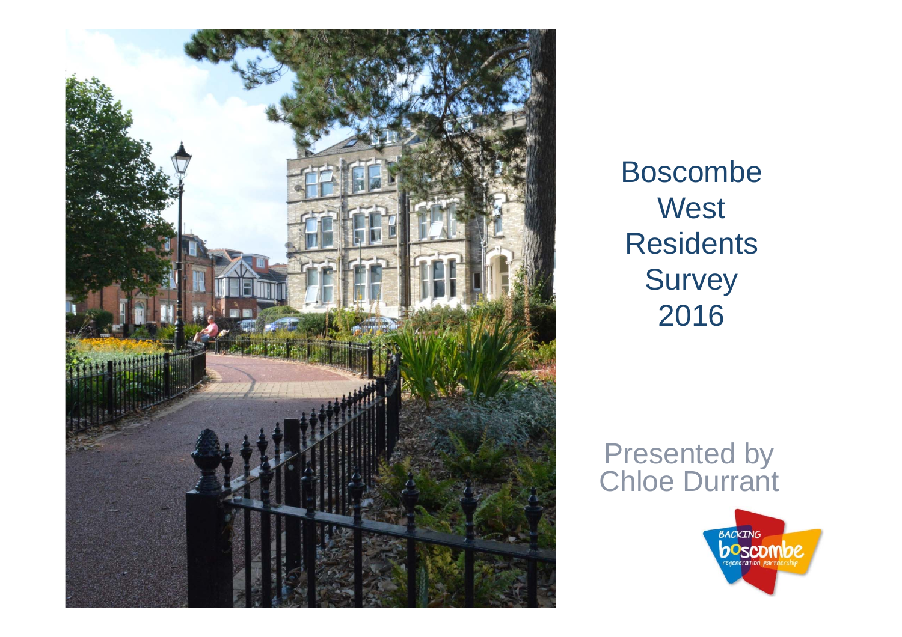# Boscombe West Residents Survey 2016

Presented by Chloe Durrant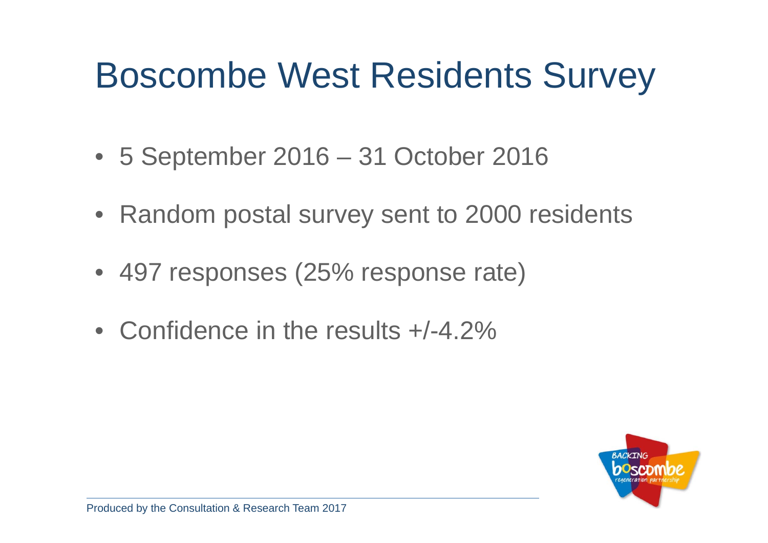# Boscombe West Residents Survey

- 5 September 2016 – 31 October 2016
- Random postal survey sent to 2000 residents
- 497 responses (25% response rate)
- Confidence in the results +/-4.2%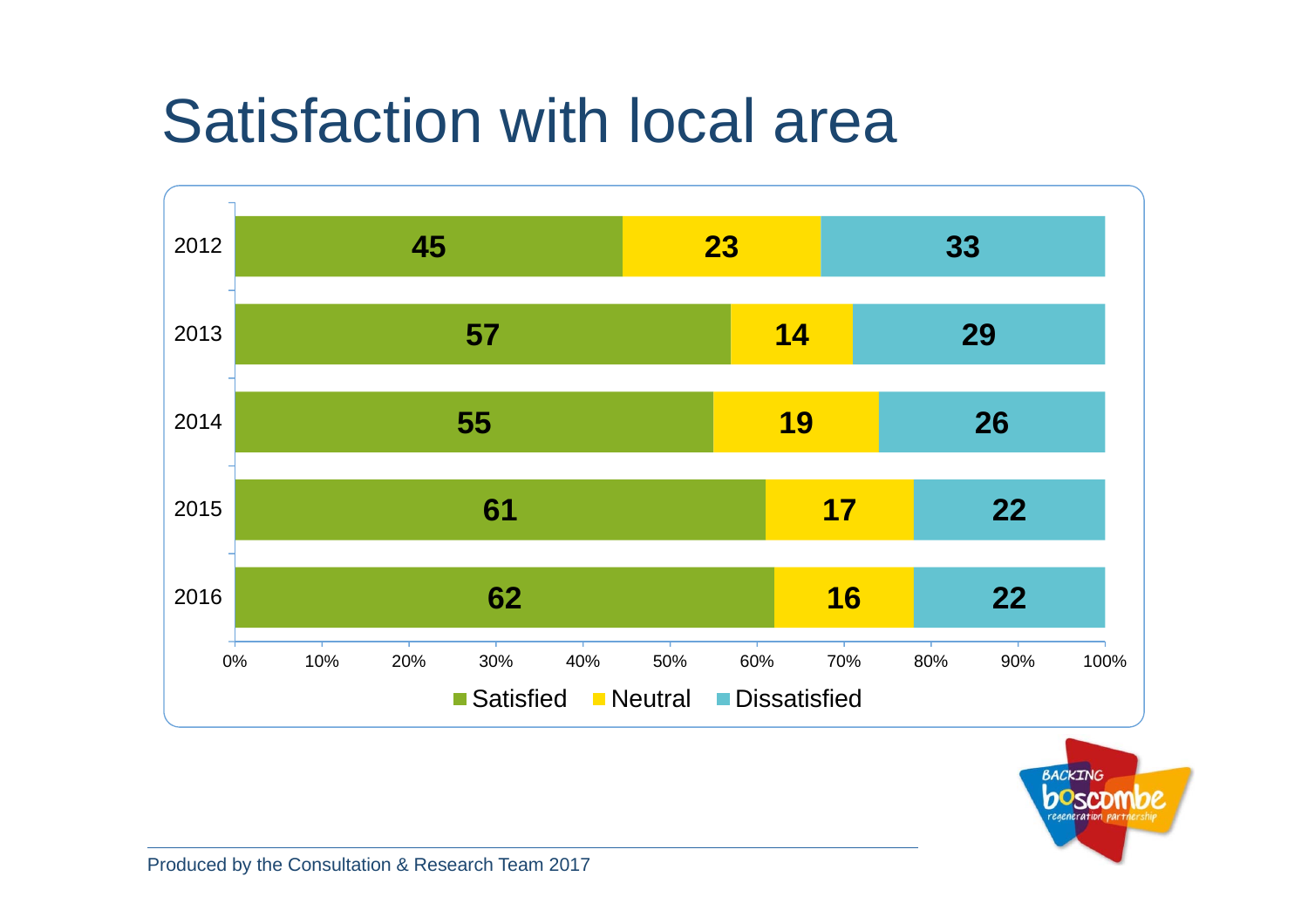# Satisfaction with local area

| Year | Satisfied | Neutral | Dissatisfied |
|---|---|---|---|
| 2012 | 45 | 23 | 33 |
| 2013 | 57 | 14 | 29 |
| 2014 | 55 | 19 | 26 |
| 2015 | 61 | 17 | 22 |
| 2016 | 62 | 16 | 22 |

Produced by the Consultation & Research Team 2017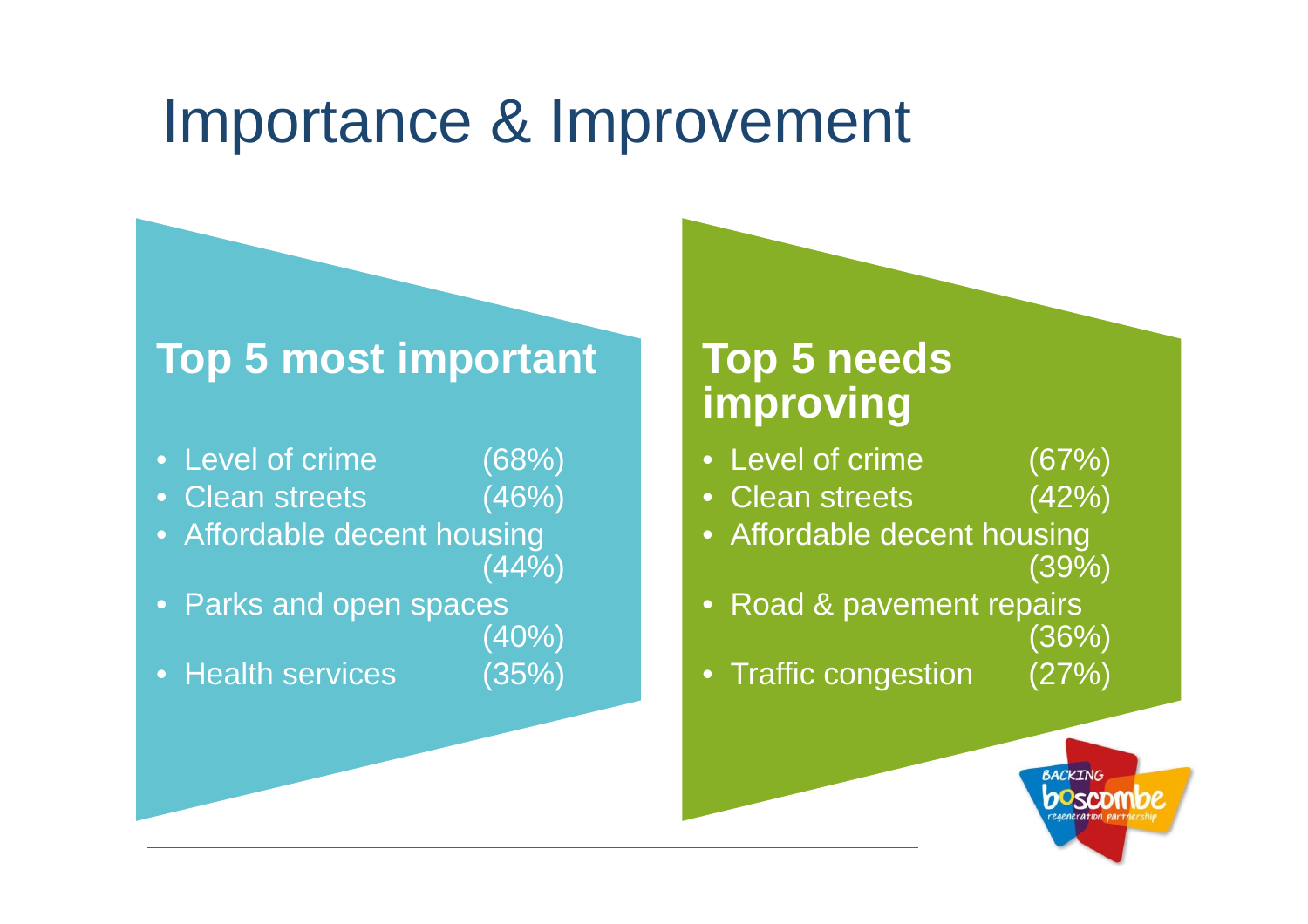# Importance & Improvement

## Top 5 most important

- Level of crime (68%)
- Clean streets (46%)
- Affordable decent housing (44%)
- Parks and open spaces (40%)
- Health services (35%)

## Top 5 needs improving

- Level of crime (67%)
- Clean streets (42%)
- Affordable decent housing (39%)
- Road & pavement repairs (36%)
- Traffic congestion (27%)

BACKING boscombe regeneration partnership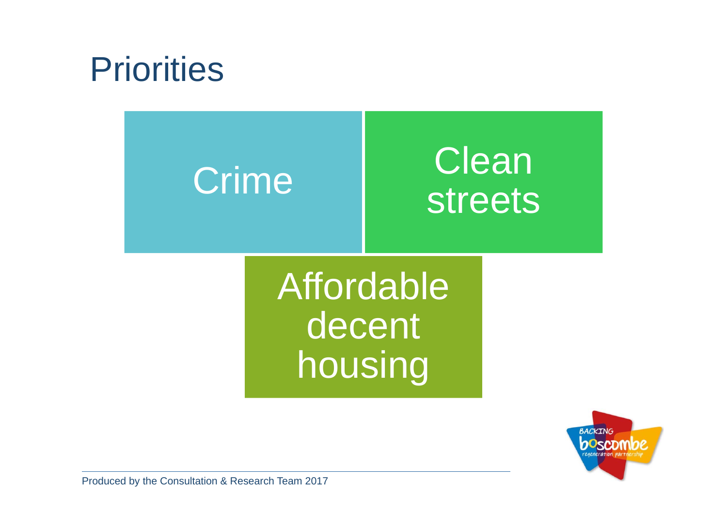# Priorities

- Crime
- Clean streets
- Affordable decent housing

Produced by the Consultation & Research Team 2017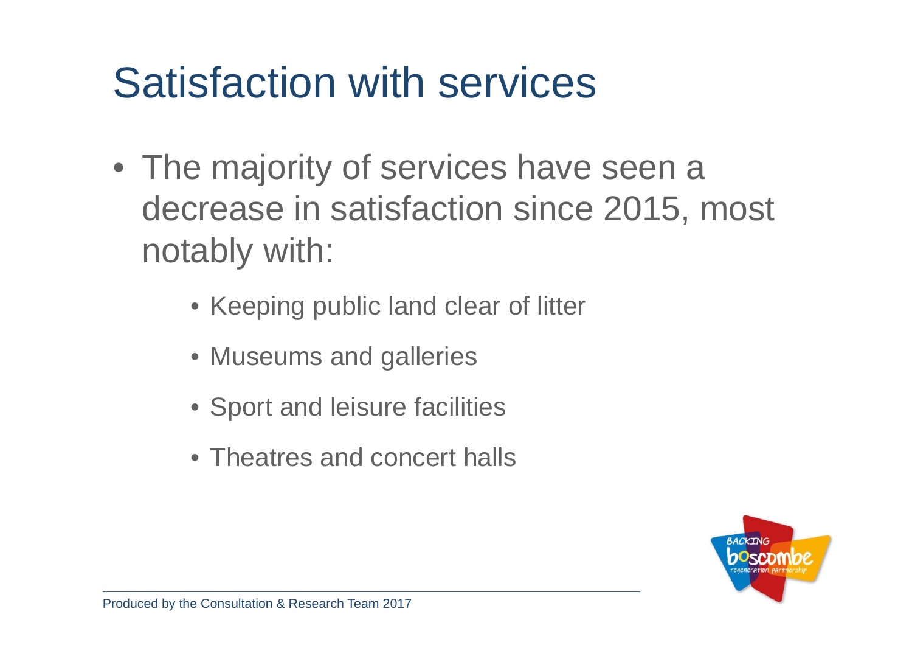# Satisfaction with services

- The majority of services have seen a decrease in satisfaction since 2015, most notably with:
  - Keeping public land clear of litter
  - Museums and galleries
  - Sport and leisure facilities
  - Theatres and concert halls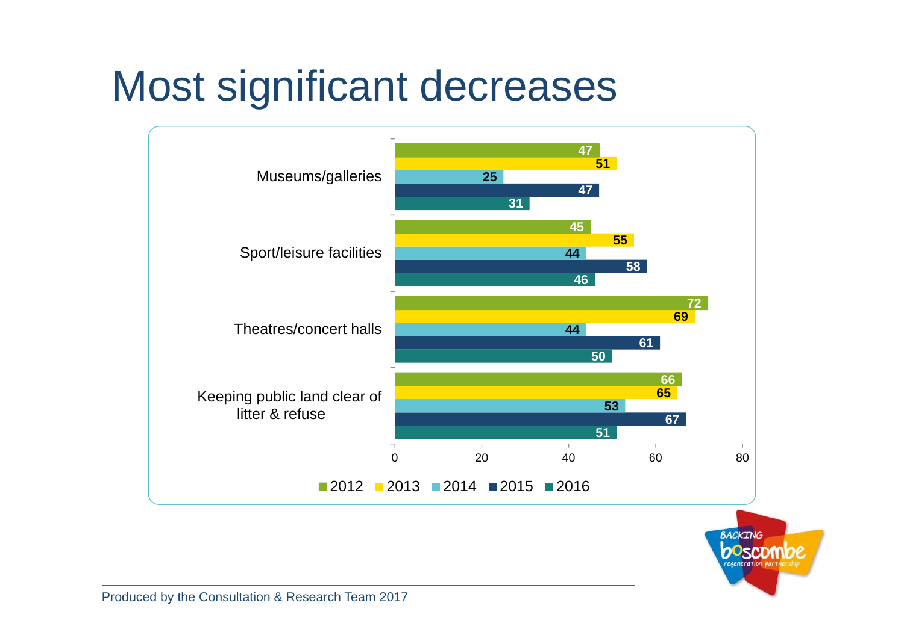# Most significant decreases

| | 2012 | 2013 | 2014 | 2015 | 2016 |
|---|---|---|---|---|---|
| Museums/galleries | 47 | 51 | 25 | 47 | 31 |
| Sport/leisure facilities | 45 | 55 | 44 | 58 | 46 |
| Theatres/concert halls | 72 | 69 | 44 | 61 | 50 |
| Keeping public land clear of litter & refuse | 66 | 65 | 53 | 67 | 51 |

Produced by the Consultation & Research Team 2017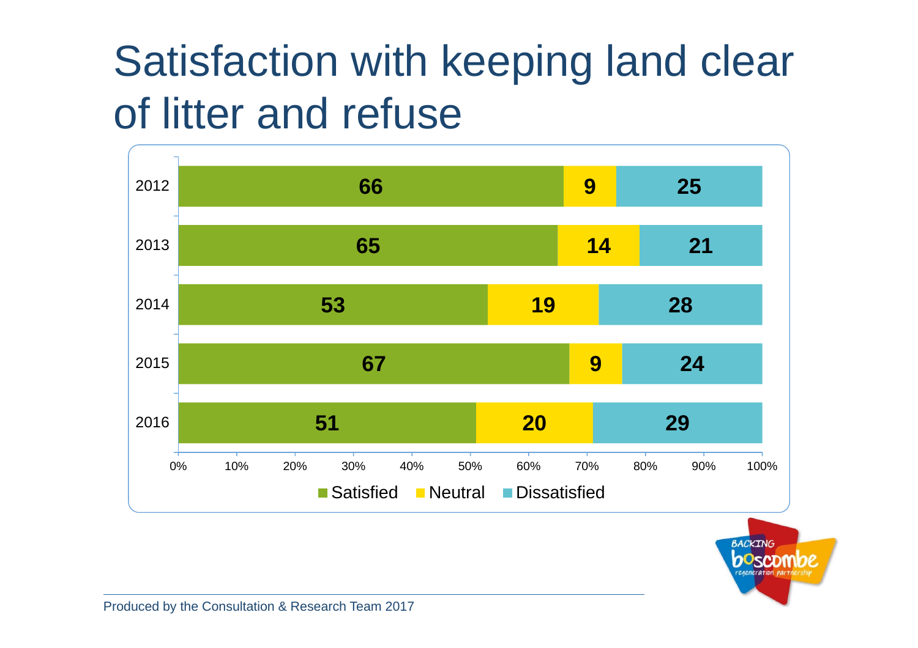# Satisfaction with keeping land clear of litter and refuse

| Year | Satisfied | Neutral | Dissatisfied |
| --- | --- | --- | --- |
| 2012 | 66 | 9 | 25 |
| 2013 | 65 | 14 | 21 |
| 2014 | 53 | 19 | 28 |
| 2015 | 67 | 9 | 24 |
| 2016 | 51 | 20 | 29 |

Produced by the Consultation & Research Team 2017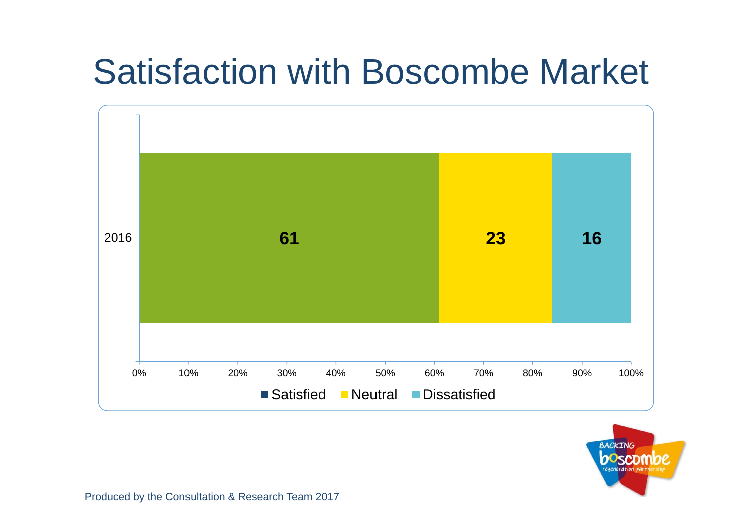# Satisfaction with Boscombe Market

| | Satisfied | Neutral | Dissatisfied |
|---|---|---|---|
| 2016 | 61 | 23 | 16 |

Produced by the Consultation & Research Team 2017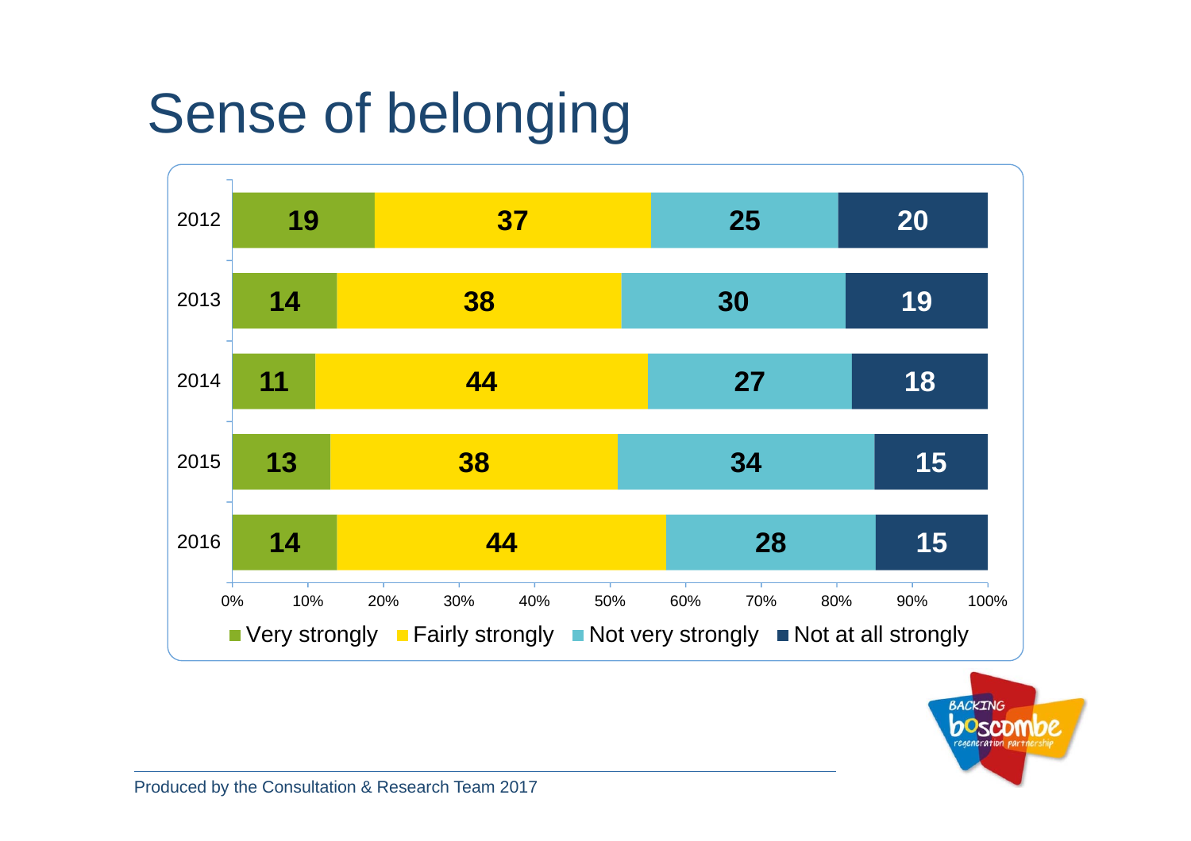# Sense of belonging

| Year | Very strongly | Fairly strongly | Not very strongly | Not at all strongly |
|---|---|---|---|---|
| 2012 | 19 | 37 | 25 | 20 |
| 2013 | 14 | 38 | 30 | 19 |
| 2014 | 11 | 44 | 27 | 18 |
| 2015 | 13 | 38 | 34 | 15 |
| 2016 | 14 | 44 | 28 | 15 |

Produced by the Consultation & Research Team 2017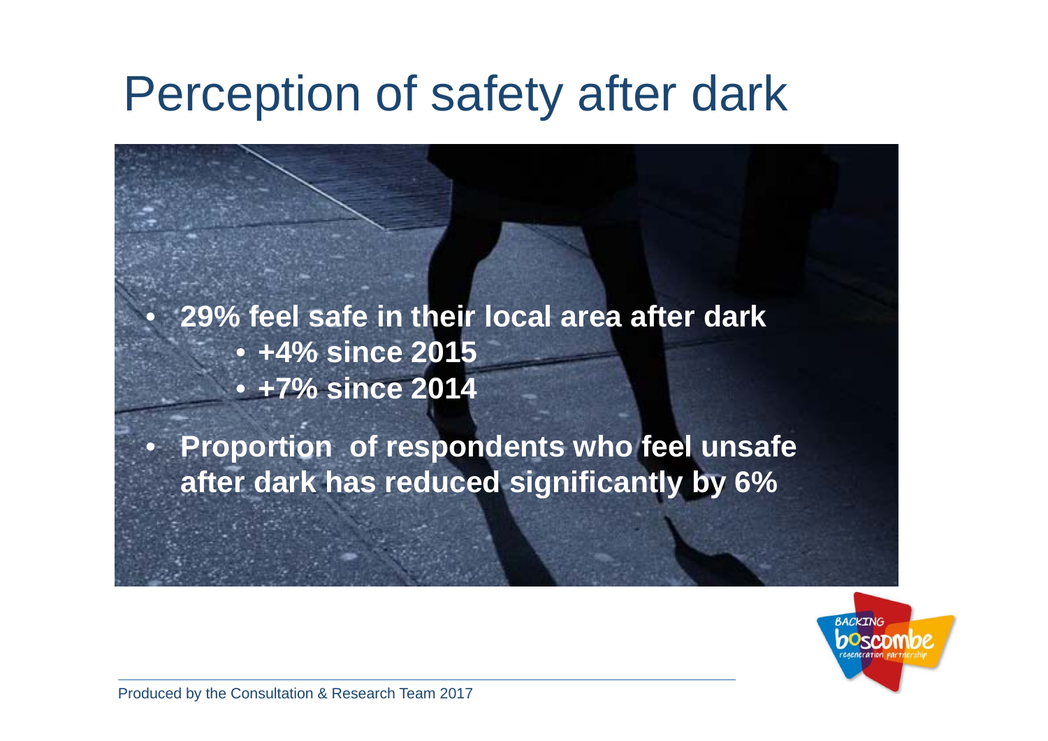# Perception of safety after dark

- **29% feel safe in their local area after dark**
  - **+4% since 2015**
  - **+7% since 2014**
- **Proportion of respondents who feel unsafe after dark has reduced significantly by 6%**

Produced by the Consultation & Research Team 2017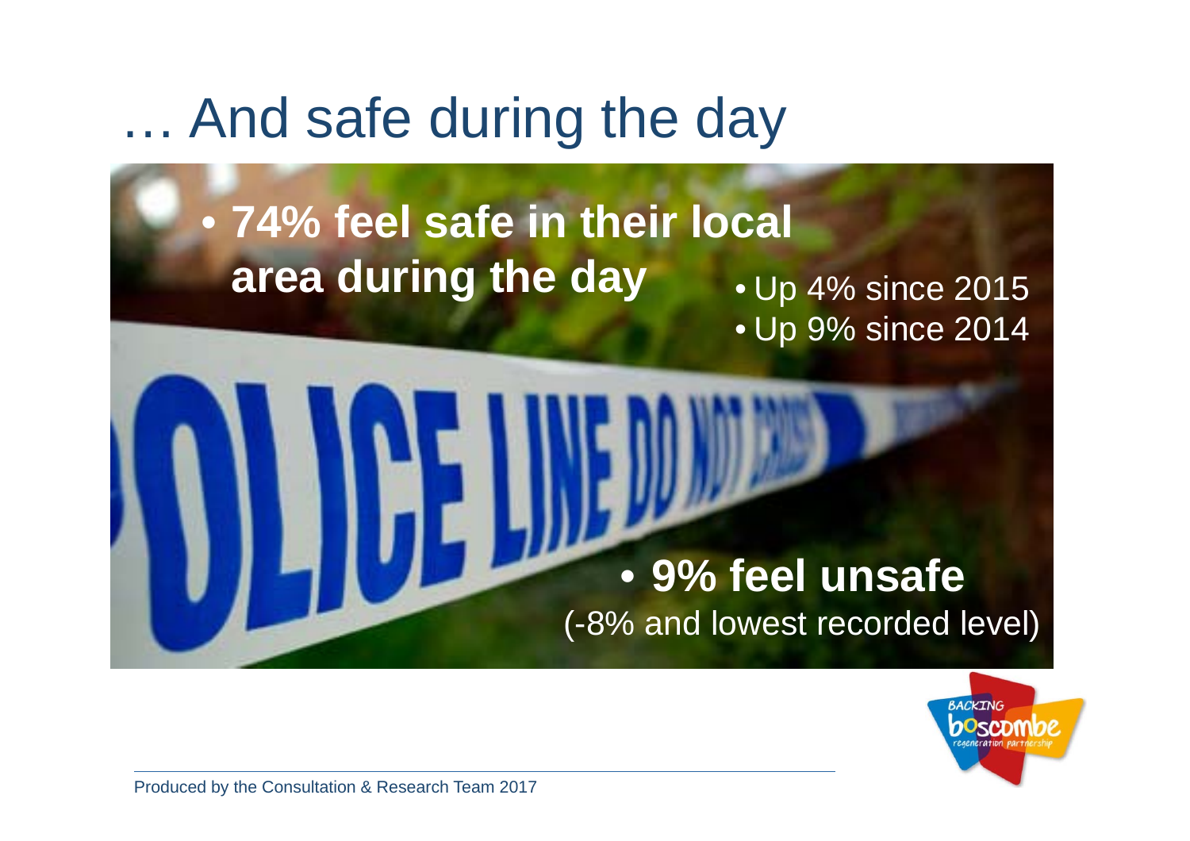# … And safe during the day

- **74% feel safe in their local area during the day**
  - Up 4% since 2015
  - Up 9% since 2014

- **9% feel unsafe**
  (-8% and lowest recorded level)

Produced by the Consultation & Research Team 2017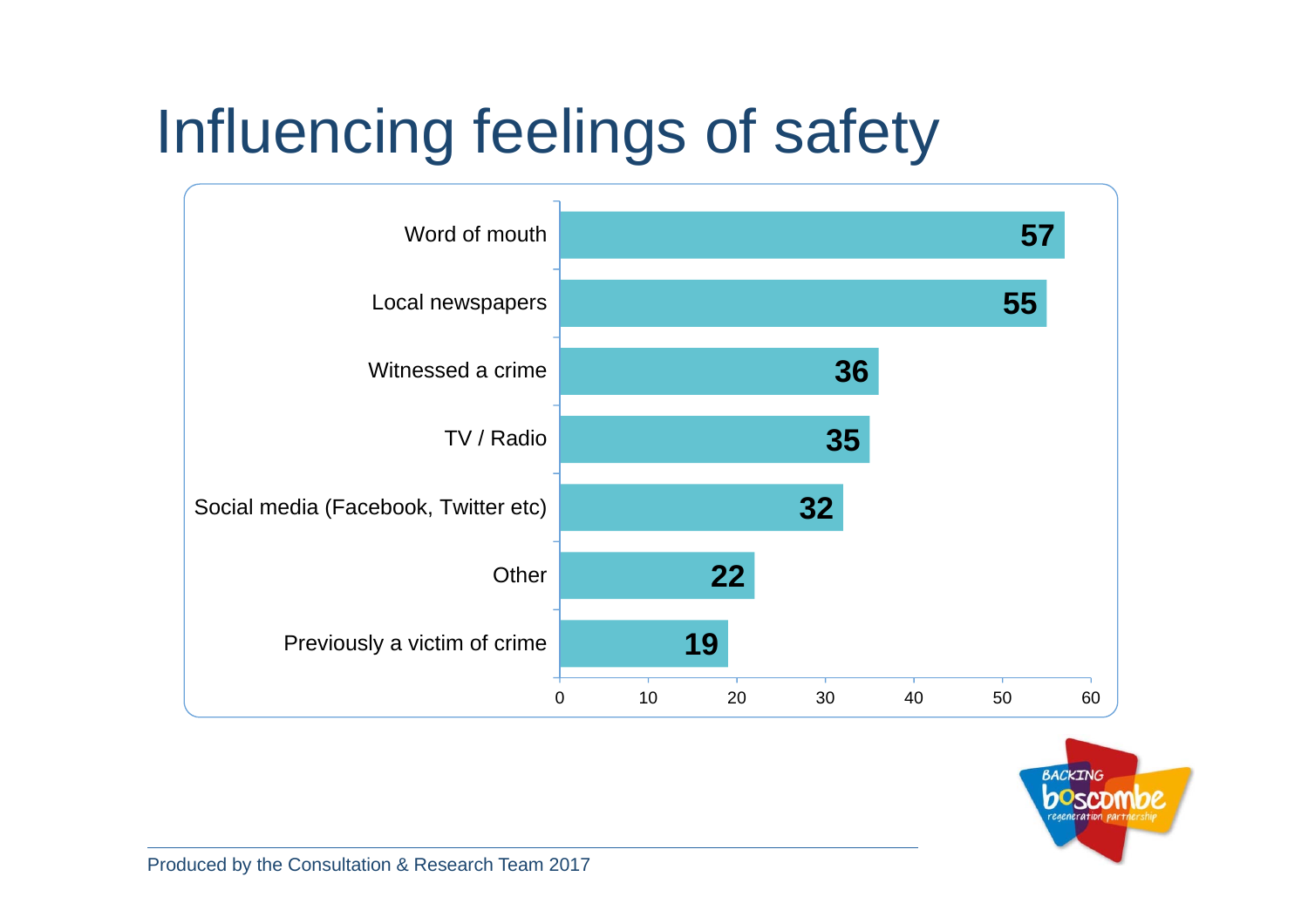# Influencing feelings of safety

| Source | Value |
| --- | --- |
| Word of mouth | 57 |
| Local newspapers | 55 |
| Witnessed a crime | 36 |
| TV / Radio | 35 |
| Social media (Facebook, Twitter etc) | 32 |
| Other | 22 |
| Previously a victim of crime | 19 |

Produced by the Consultation & Research Team 2017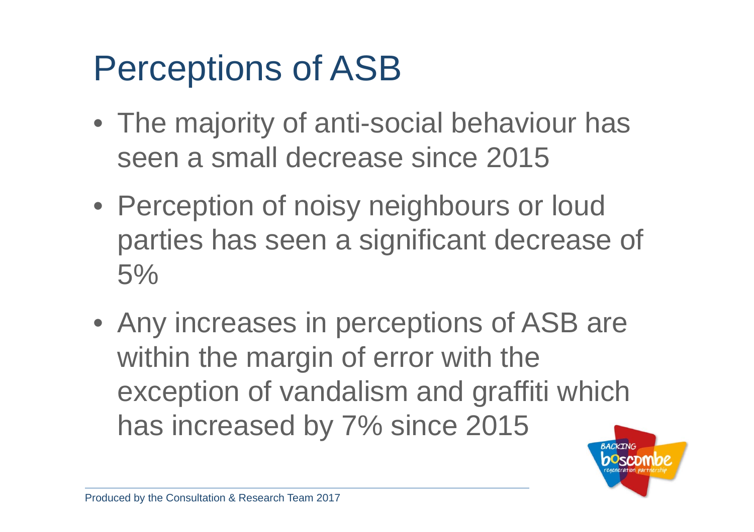# Perceptions of ASB

- The majority of anti-social behaviour has seen a small decrease since 2015
- Perception of noisy neighbours or loud parties has seen a significant decrease of 5%
- Any increases in perceptions of ASB are within the margin of error with the exception of vandalism and graffiti which has increased by 7% since 2015

Produced by the Consultation & Research Team 2017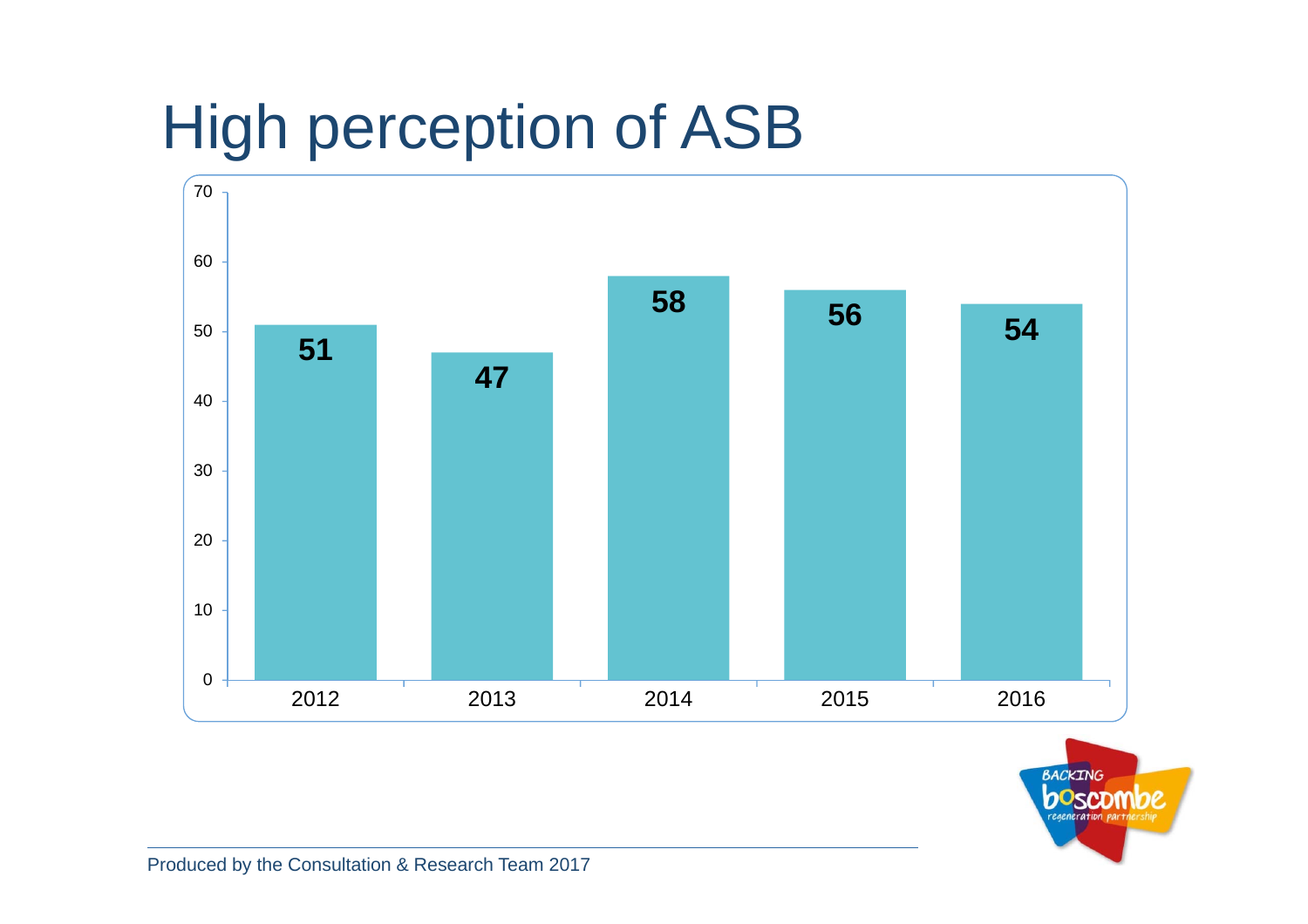# High perception of ASB

| Year | Value |
| --- | --- |
| 2012 | 51 |
| 2013 | 47 |
| 2014 | 58 |
| 2015 | 56 |
| 2016 | 54 |

Produced by the Consultation & Research Team 2017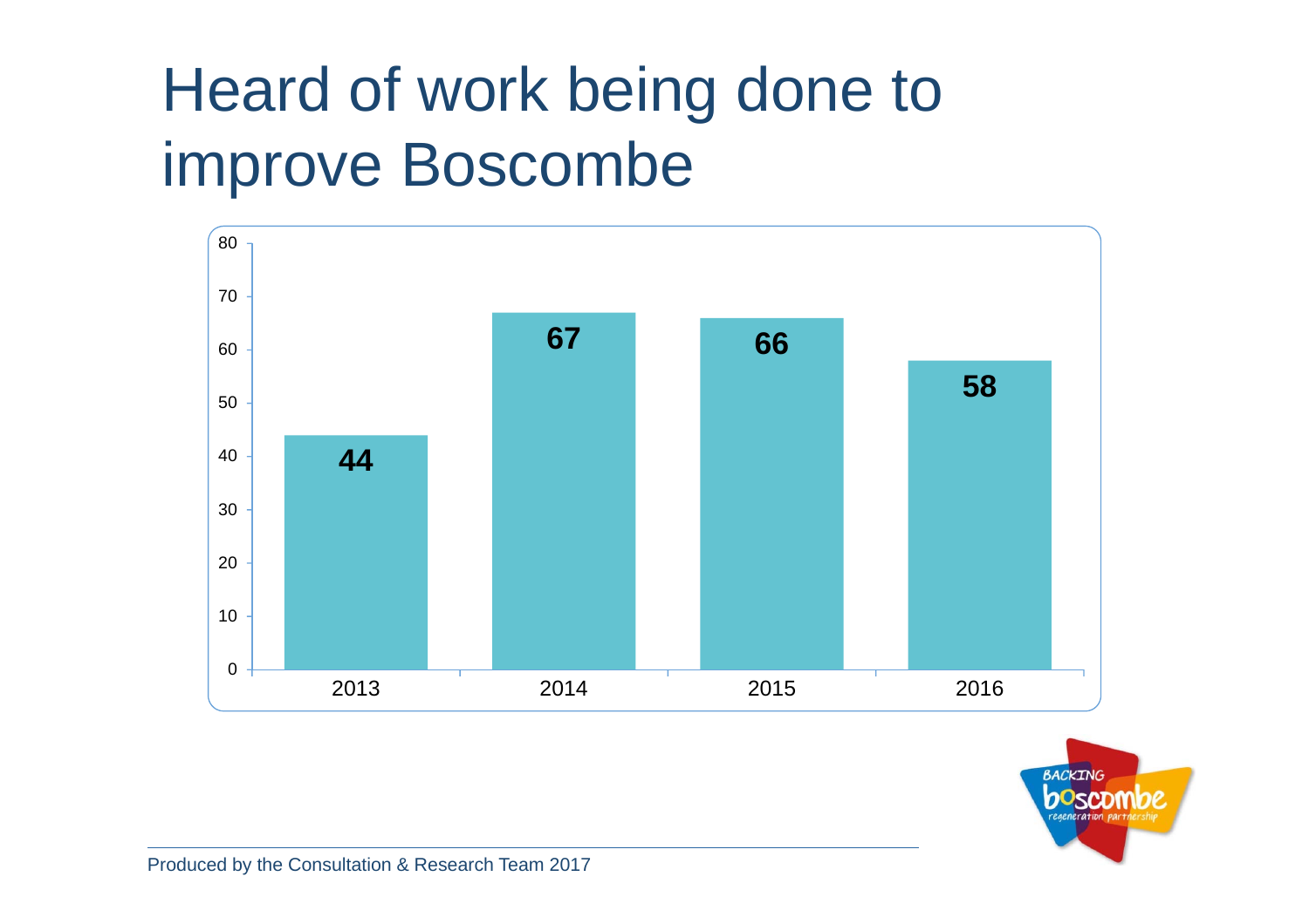# Heard of work being done to improve Boscombe

| Year | Value |
|---|---|
| 2013 | 44 |
| 2014 | 67 |
| 2015 | 66 |
| 2016 | 58 |

Produced by the Consultation & Research Team 2017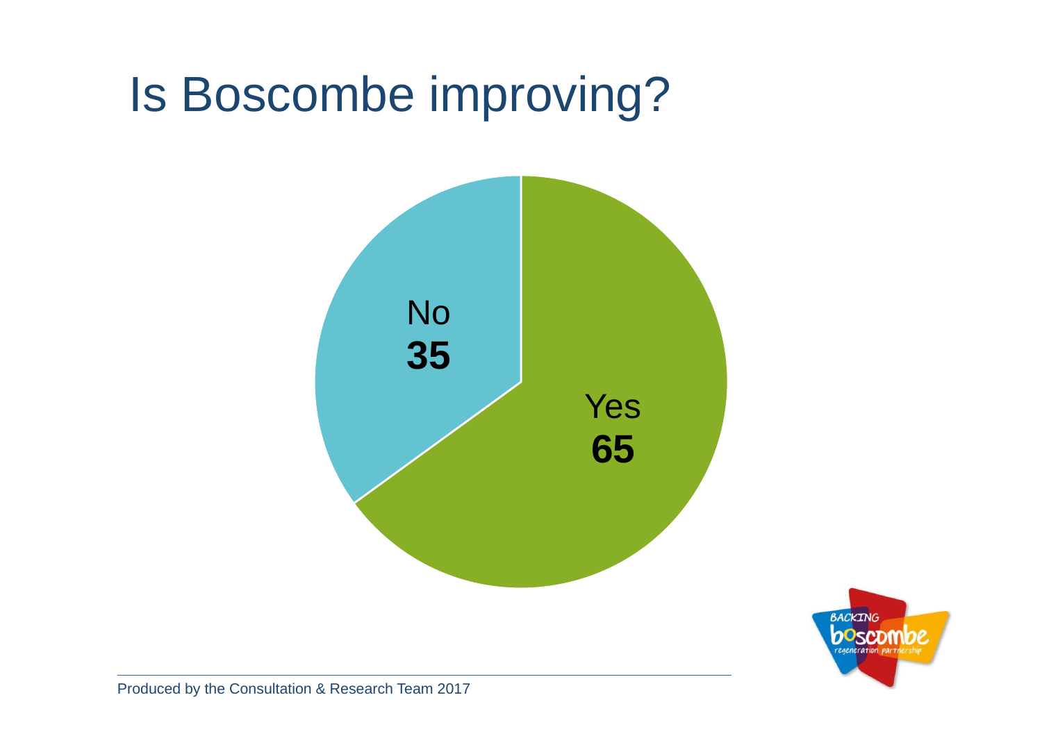# Is Boscombe improving?

No
**35**

Yes
**65**

Produced by the Consultation & Research Team 2017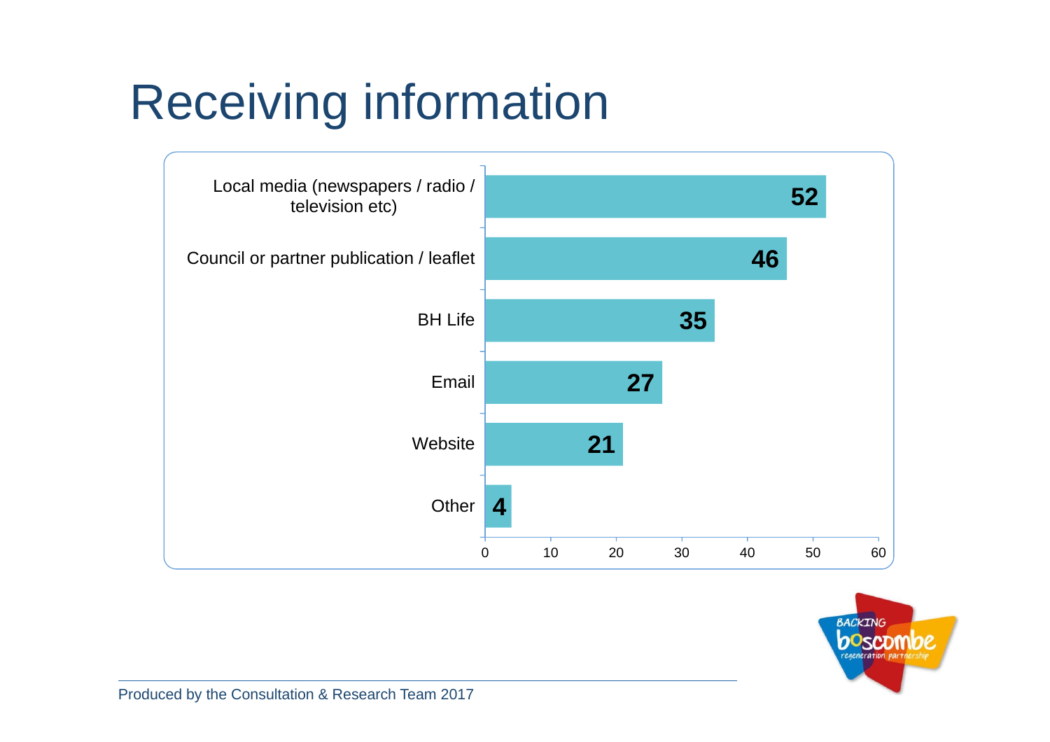# Receiving information

| Source | Count |
|---|---|
| Local media (newspapers / radio / television etc) | 52 |
| Council or partner publication / leaflet | 46 |
| BH Life | 35 |
| Email | 27 |
| Website | 21 |
| Other | 4 |

Produced by the Consultation & Research Team 2017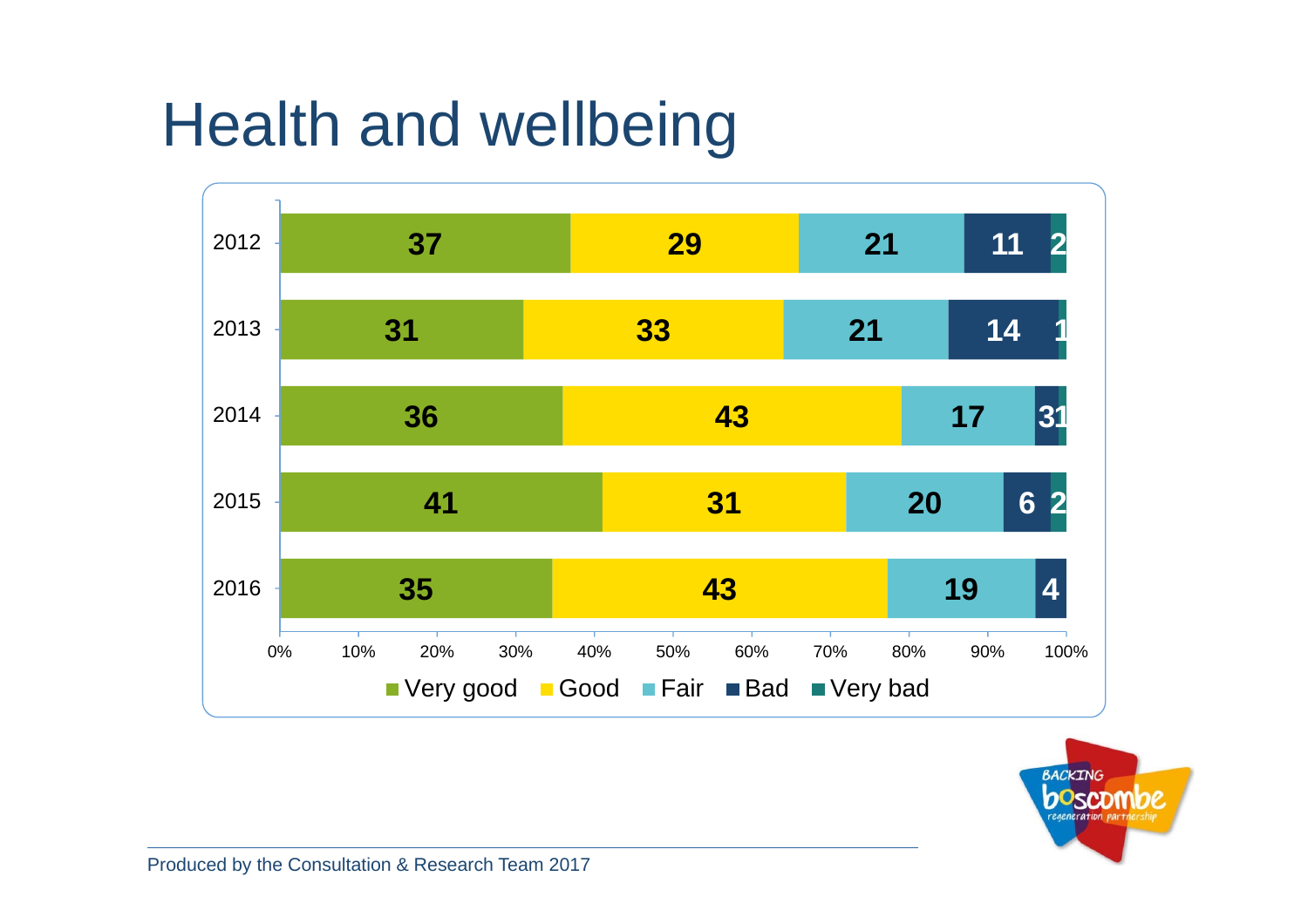# Health and wellbeing

| Year | Very good | Good | Fair | Bad | Very bad |
|---|---|---|---|---|---|
| 2012 | 37 | 29 | 21 | 11 | 2 |
| 2013 | 31 | 33 | 21 | 14 | 1 |
| 2014 | 36 | 43 | 17 | 3 | 1 |
| 2015 | 41 | 31 | 20 | 6 | 2 |
| 2016 | 35 | 43 | 19 | 4 | |

Produced by the Consultation & Research Team 2017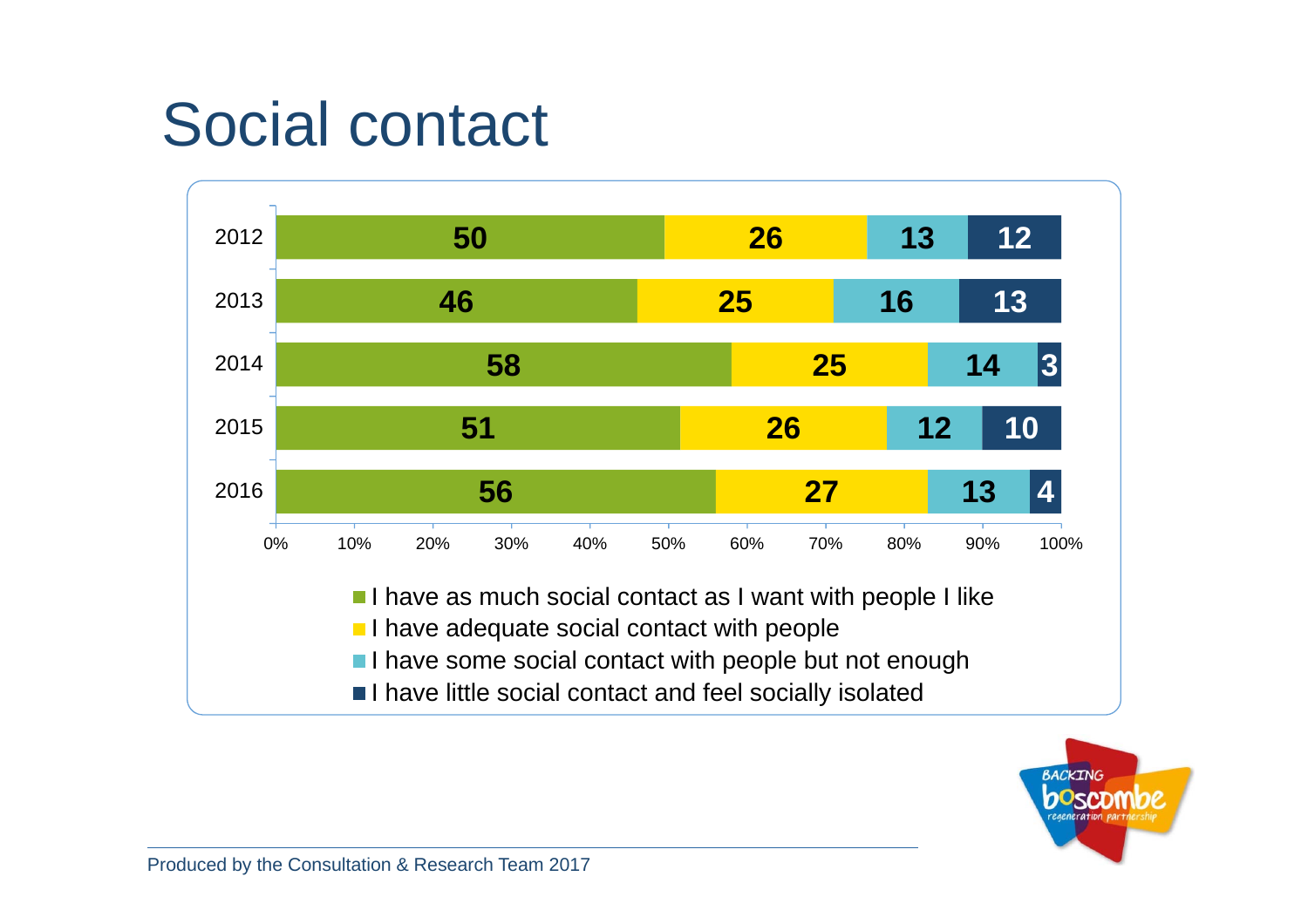# Social contact

| Year | I have as much social contact as I want with people I like | I have adequate social contact with people | I have some social contact with people but not enough | I have little social contact and feel socially isolated |
|---|---|---|---|---|
| 2012 | 50 | 26 | 13 | 12 |
| 2013 | 46 | 25 | 16 | 13 |
| 2014 | 58 | 25 | 14 | 3 |
| 2015 | 51 | 26 | 12 | 10 |
| 2016 | 56 | 27 | 13 | 4 |

Produced by the Consultation & Research Team 2017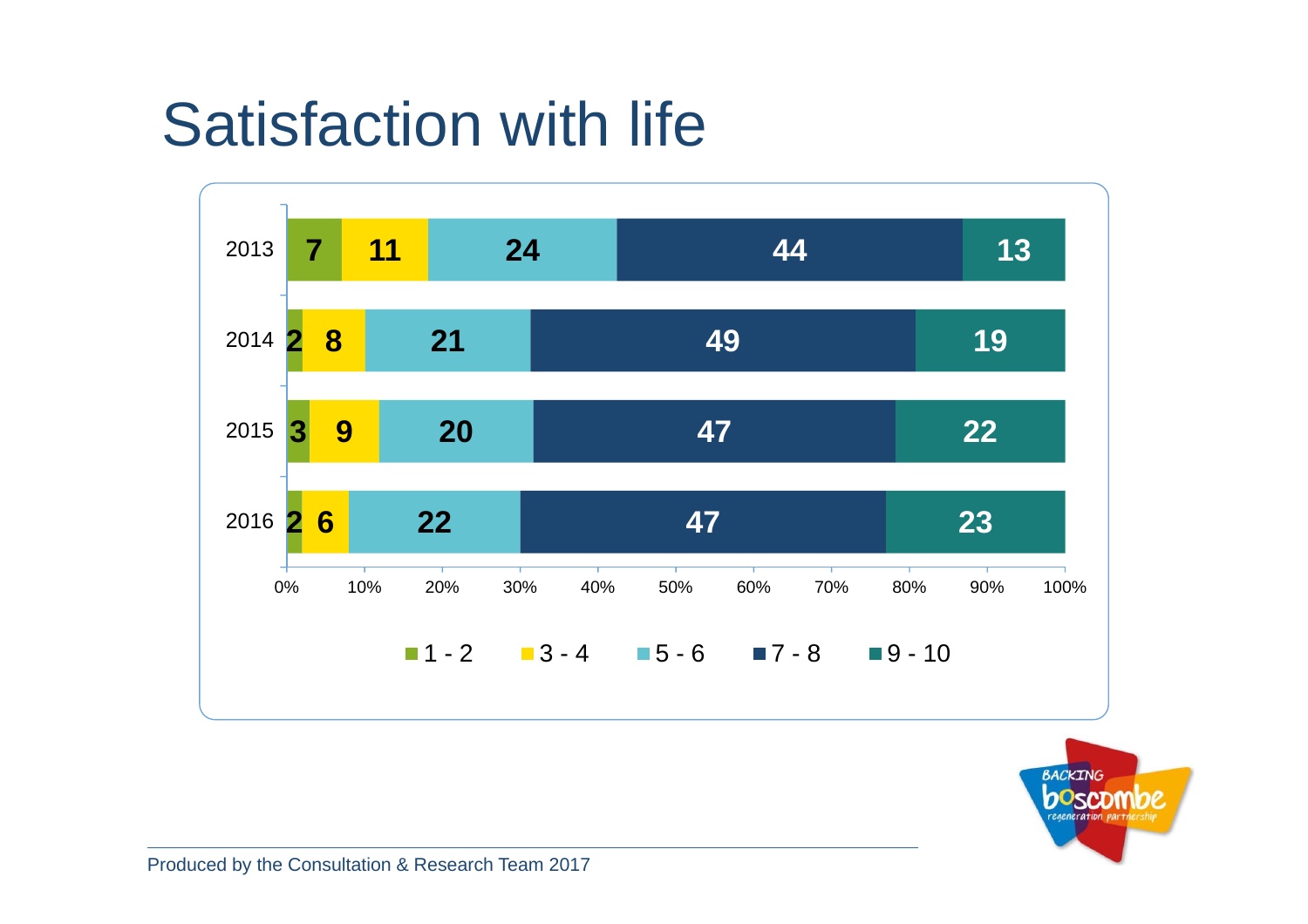# Satisfaction with life

2013
7
11
24
44
13

2014
2
8
21
49
19

2015
3
9
20
47
22

2016
2
6
22
47
23

0%
10%
20%
30%
40%
50%
60%
70%
80%
90%
100%

1 - 2
3 - 4
5 - 6
7 - 8
9 - 10

BACKING boscombe regeneration partnership

Produced by the Consultation & Research Team 2017